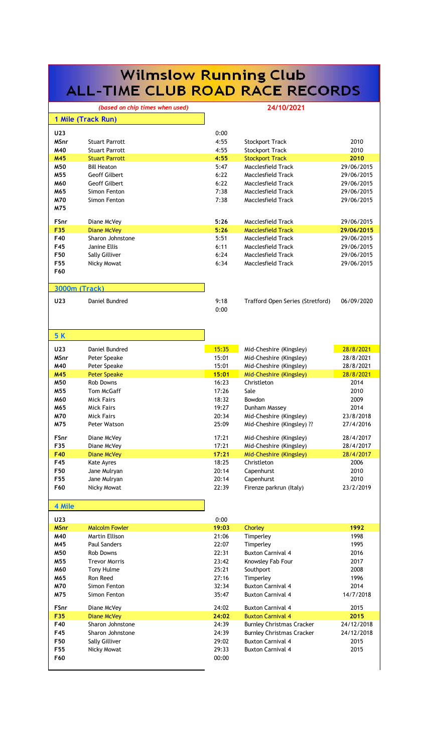# Wilmslow Running Club
# ALL-TIME CLUB ROAD RACE RECORDS

*(based on chip times when used)* — 24/10/2021

## 1 Mile (Track Run)

| Category | Name | Time | Venue | Date |
|---|---|---|---|---|
| U23 | | 0:00 | | |
| MSnr | Stuart Parrott | 4:55 | Stockport Track | 2010 |
| M40 | Stuart Parrott | 4:55 | Stockport Track | 2010 |
| M45 | Stuart Parrott | 4:55 | Stockport Track | 2010 |
| M50 | Bill Heaton | 5:47 | Macclesfield Track | 29/06/2015 |
| M55 | Geoff Gilbert | 6:22 | Macclesfield Track | 29/06/2015 |
| M60 | Geoff Gilbert | 6:22 | Macclesfield Track | 29/06/2015 |
| M65 | Simon Fenton | 7:38 | Macclesfield Track | 29/06/2015 |
| M70 | Simon Fenton | 7:38 | Macclesfield Track | 29/06/2015 |
| M75 | | | | |
| FSnr | Diane McVey | 5:26 | Macclesfield Track | 29/06/2015 |
| F35 | Diane McVey | 5:26 | Macclesfield Track | 29/06/2015 |
| F40 | Sharon Johnstone | 5:51 | Macclesfield Track | 29/06/2015 |
| F45 | Janine Ellis | 6:11 | Macclesfield Track | 29/06/2015 |
| F50 | Sally Gilliver | 6:24 | Macclesfield Track | 29/06/2015 |
| F55 | Nicky Mowat | 6:34 | Macclesfield Track | 29/06/2015 |
| F60 | | | | |

## 3000m (Track)

| Category | Name | Time | Venue | Date |
|---|---|---|---|---|
| U23 | Daniel Bundred | 9:18 | Trafford Open Series (Stretford) | 06/09/2020 |
| | | 0:00 | | |

## 5 K

| Category | Name | Time | Venue | Date |
|---|---|---|---|---|
| U23 | Daniel Bundred | 15:35 | Mid-Cheshire (Kingsley) | 28/8/2021 |
| MSnr | Peter Speake | 15:01 | Mid-Cheshire (Kingsley) | 28/8/2021 |
| M40 | Peter Speake | 15:01 | Mid-Cheshire (Kingsley) | 28/8/2021 |
| M45 | Peter Speake | 15:01 | Mid-Cheshire (Kingsley) | 28/8/2021 |
| M50 | Rob Downs | 16:23 | Christleton | 2014 |
| M55 | Tom McGaff | 17:26 | Sale | 2010 |
| M60 | Mick Fairs | 18:32 | Bowdon | 2009 |
| M65 | Mick Fairs | 19:27 | Dunham Massey | 2014 |
| M70 | Mick Fairs | 20:34 | Mid-Cheshire (Kingsley) | 23/8/2018 |
| M75 | Peter Watson | 25:09 | Mid-Cheshire (Kingsley) ?? | 27/4/2016 |
| FSnr | Diane McVey | 17:21 | Mid-Cheshire (Kingsley) | 28/4/2017 |
| F35 | Diane McVey | 17:21 | Mid-Cheshire (Kingsley) | 28/4/2017 |
| F40 | Diane McVey | 17:21 | Mid-Cheshire (Kingsley) | 28/4/2017 |
| F45 | Kate Ayres | 18:25 | Christleton | 2006 |
| F50 | Jane Mulryan | 20:14 | Capenhurst | 2010 |
| F55 | Jane Mulryan | 20:14 | Capenhurst | 2010 |
| F60 | Nicky Mowat | 22:39 | Firenze parkrun (Italy) | 23/2/2019 |

## 4 Mile

| Category | Name | Time | Venue | Date |
|---|---|---|---|---|
| U23 | | 0:00 | | |
| MSnr | Malcolm Fowler | 19:03 | Chorley | 1992 |
| M40 | Martin Ellison | 21:06 | Timperley | 1998 |
| M45 | Paul Sanders | 22:07 | Timperley | 1995 |
| M50 | Rob Downs | 22:31 | Buxton Carnival 4 | 2016 |
| M55 | Trevor Morris | 23:42 | Knowsley Fab Four | 2017 |
| M60 | Tony Hulme | 25:21 | Southport | 2008 |
| M65 | Ron Reed | 27:16 | Timperley | 1996 |
| M70 | Simon Fenton | 32:34 | Buxton Carnival 4 | 2014 |
| M75 | Simon Fenton | 35:47 | Buxton Carnival 4 | 14/7/2018 |
| FSnr | Diane McVey | 24:02 | Buxton Carnival 4 | 2015 |
| F35 | Diane McVey | 24:02 | Buxton Carnival 4 | 2015 |
| F40 | Sharon Johnstone | 24:39 | Burnley Christmas Cracker | 24/12/2018 |
| F45 | Sharon Johnstone | 24:39 | Burnley Christmas Cracker | 24/12/2018 |
| F50 | Sally Gilliver | 29:02 | Buxton Carnival 4 | 2015 |
| F55 | Nicky Mowat | 29:33 | Buxton Carnival 4 | 2015 |
| F60 | | 00:00 | | |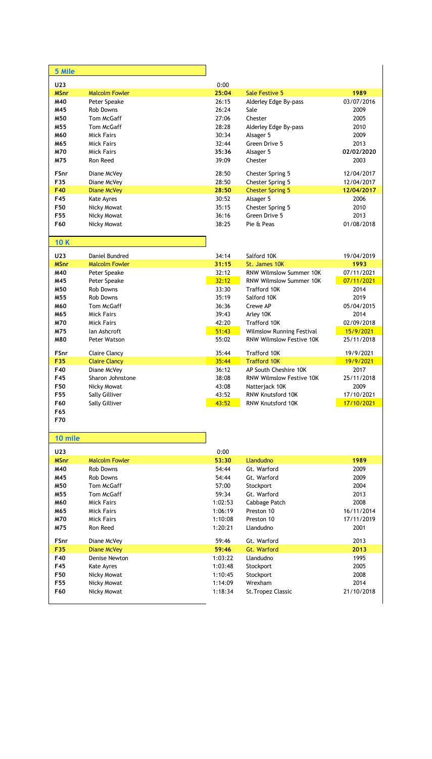## 5 Mile

| Category | Name | Time | Race | Date |
|---|---|---|---|---|
| U23 | | 0:00 | | |
| MSnr | Malcolm Fowler | 25:04 | Sale Festive 5 | 1989 |
| M40 | Peter Speake | 26:15 | Alderley Edge By-pass | 03/07/2016 |
| M45 | Rob Downs | 26:24 | Sale | 2009 |
| M50 | Tom McGaff | 27:06 | Chester | 2005 |
| M55 | Tom McGaff | 28:28 | Alderley Edge By-pass | 2010 |
| M60 | Mick Fairs | 30:34 | Alsager 5 | 2009 |
| M65 | Mick Fairs | 32:44 | Green Drive 5 | 2013 |
| M70 | Mick Fairs | 35:36 | Alsager 5 | 02/02/2020 |
| M75 | Ron Reed | 39:09 | Chester | 2003 |
| FSnr | Diane McVey | 28:50 | Chester Spring 5 | 12/04/2017 |
| F35 | Diane McVey | 28:50 | Chester Spring 5 | 12/04/2017 |
| F40 | Diane McVey | 28:50 | Chester Spring 5 | 12/04/2017 |
| F45 | Kate Ayres | 30:52 | Alsager 5 | 2006 |
| F50 | Nicky Mowat | 35:15 | Chester Spring 5 | 2010 |
| F55 | Nicky Mowat | 36:16 | Green Drive 5 | 2013 |
| F60 | Nicky Mowat | 38:25 | Pie & Peas | 01/08/2018 |

## 10 K

| Category | Name | Time | Race | Date |
|---|---|---|---|---|
| U23 | Daniel Bundred | 34:14 | Salford 10K | 19/04/2019 |
| MSnr | Malcolm Fowler | 31:15 | St. James 10K | 1993 |
| M40 | Peter Speake | 32:12 | RNW Wilmslow Summer 10K | 07/11/2021 |
| M45 | Peter Speake | 32:12 | RNW Wilmslow Summer 10K | 07/11/2021 |
| M50 | Rob Downs | 33:30 | Trafford 10K | 2014 |
| M55 | Rob Downs | 35:19 | Salford 10K | 2019 |
| M60 | Tom McGaff | 36:36 | Crewe AP | 05/04/2015 |
| M65 | Mick Fairs | 39:43 | Arley 10K | 2014 |
| M70 | Mick Fairs | 42:20 | Trafford 10K | 02/09/2018 |
| M75 | Ian Ashcroft | 51:43 | Wilmslow Running Festival | 15/9/2021 |
| M80 | Peter Watson | 55:02 | RNW Wilmslow Festive 10K | 25/11/2018 |
| FSnr | Claire Clancy | 35:44 | Trafford 10K | 19/9/2021 |
| F35 | Claire Clancy | 35:44 | Trafford 10K | 19/9/2021 |
| F40 | Diane McVey | 36:12 | AP South Cheshire 10K | 2017 |
| F45 | Sharon Johnstone | 38:08 | RNW Wilmslow Festive 10K | 25/11/2018 |
| F50 | Nicky Mowat | 43:08 | Natterjack 10K | 2009 |
| F55 | Sally Gilliver | 43:52 | RNW Knutsford 10K | 17/10/2021 |
| F60 | Sally Gilliver | 43:52 | RNW Knutsford 10K | 17/10/2021 |
| F65 | | | | |
| F70 | | | | |

## 10 mile

| Category | Name | Time | Race | Date |
|---|---|---|---|---|
| U23 | | 0:00 | | |
| MSnr | Malcolm Fowler | 53:30 | Llandudno | 1989 |
| M40 | Rob Downs | 54:44 | Gt. Warford | 2009 |
| M45 | Rob Downs | 54:44 | Gt. Warford | 2009 |
| M50 | Tom McGaff | 57:00 | Stockport | 2004 |
| M55 | Tom McGaff | 59:34 | Gt. Warford | 2013 |
| M60 | Mick Fairs | 1:02:53 | Cabbage Patch | 2008 |
| M65 | Mick Fairs | 1:06:19 | Preston 10 | 16/11/2014 |
| M70 | Mick Fairs | 1:10:08 | Preston 10 | 17/11/2019 |
| M75 | Ron Reed | 1:20:21 | Llandudno | 2001 |
| FSnr | Diane McVey | 59:46 | Gt. Warford | 2013 |
| F35 | Diane McVey | 59:46 | Gt. Warford | 2013 |
| F40 | Denise Newton | 1:03:22 | Llandudno | 1995 |
| F45 | Kate Ayres | 1:03:48 | Stockport | 2005 |
| F50 | Nicky Mowat | 1:10:45 | Stockport | 2008 |
| F55 | Nicky Mowat | 1:14:09 | Wrexham | 2014 |
| F60 | Nicky Mowat | 1:18:34 | St.Tropez Classic | 21/10/2018 |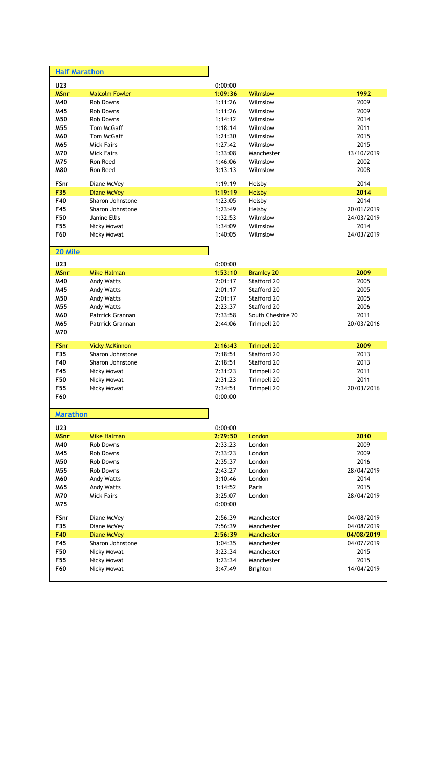## Half Marathon

| | | | | |
|---|---|---|---|---|
| U23 | | 0:00:00 | | |
| **MSnr** | **Malcolm Fowler** | **1:09:36** | **Wilmslow** | **1992** |
| M40 | Rob Downs | 1:11:26 | Wilmslow | 2009 |
| M45 | Rob Downs | 1:11:26 | Wilmslow | 2009 |
| M50 | Rob Downs | 1:14:12 | Wilmslow | 2014 |
| M55 | Tom McGaff | 1:18:14 | Wilmslow | 2011 |
| M60 | Tom McGaff | 1:21:30 | Wilmslow | 2015 |
| M65 | Mick Fairs | 1:27:42 | Wilmslow | 2015 |
| M70 | Mick Fairs | 1:33:08 | Manchester | 13/10/2019 |
| M75 | Ron Reed | 1:46:06 | Wilmslow | 2002 |
| M80 | Ron Reed | 3:13:13 | Wilmslow | 2008 |
| FSnr | Diane McVey | 1:19:19 | Helsby | 2014 |
| **F35** | **Diane McVey** | **1:19:19** | **Helsby** | **2014** |
| F40 | Sharon Johnstone | 1:23:05 | Helsby | 2014 |
| F45 | Sharon Johnstone | 1:23:49 | Helsby | 20/01/2019 |
| F50 | Janine Ellis | 1:32:53 | Wilmslow | 24/03/2019 |
| F55 | Nicky Mowat | 1:34:09 | Wilmslow | 2014 |
| F60 | Nicky Mowat | 1:40:05 | Wilmslow | 24/03/2019 |

## 20 Mile

| | | | | |
|---|---|---|---|---|
| U23 | | 0:00:00 | | |
| **MSnr** | **Mike Halman** | **1:53:10** | **Bramley 20** | **2009** |
| M40 | Andy Watts | 2:01:17 | Stafford 20 | 2005 |
| M45 | Andy Watts | 2:01:17 | Stafford 20 | 2005 |
| M50 | Andy Watts | 2:01:17 | Stafford 20 | 2005 |
| M55 | Andy Watts | 2:23:37 | Stafford 20 | 2006 |
| M60 | Patrrick Grannan | 2:33:58 | South Cheshire 20 | 2011 |
| M65 | Patrrick Grannan | 2:44:06 | Trimpell 20 | 20/03/2016 |
| M70 | | | | |
| **FSnr** | **Vicky McKinnon** | **2:16:43** | **Trimpell 20** | **2009** |
| F35 | Sharon Johnstone | 2:18:51 | Stafford 20 | 2013 |
| F40 | Sharon Johnstone | 2:18:51 | Stafford 20 | 2013 |
| F45 | Nicky Mowat | 2:31:23 | Trimpell 20 | 2011 |
| F50 | Nicky Mowat | 2:31:23 | Trimpell 20 | 2011 |
| F55 | Nicky Mowat | 2:34:51 | Trimpell 20 | 20/03/2016 |
| F60 | | 0:00:00 | | |

## Marathon

| | | | | |
|---|---|---|---|---|
| U23 | | 0:00:00 | | |
| **MSnr** | **Mike Halman** | **2:29:50** | **London** | **2010** |
| M40 | Rob Downs | 2:33:23 | London | 2009 |
| M45 | Rob Downs | 2:33:23 | London | 2009 |
| M50 | Rob Downs | 2:35:37 | London | 2016 |
| M55 | Rob Downs | 2:43:27 | London | 28/04/2019 |
| M60 | Andy Watts | 3:10:46 | London | 2014 |
| M65 | Andy Watts | 3:14:52 | Paris | 2015 |
| M70 | Mick Fairs | 3:25:07 | London | 28/04/2019 |
| M75 | | 0:00:00 | | |
| FSnr | Diane McVey | 2:56:39 | Manchester | 04/08/2019 |
| F35 | Diane McVey | 2:56:39 | Manchester | 04/08/2019 |
| **F40** | **Diane McVey** | **2:56:39** | **Manchester** | **04/08/2019** |
| F45 | Sharon Johnstone | 3:04:35 | Manchester | 04/07/2019 |
| F50 | Nicky Mowat | 3:23:34 | Manchester | 2015 |
| F55 | Nicky Mowat | 3:23:34 | Manchester | 2015 |
| F60 | Nicky Mowat | 3:47:49 | Brighton | 14/04/2019 |